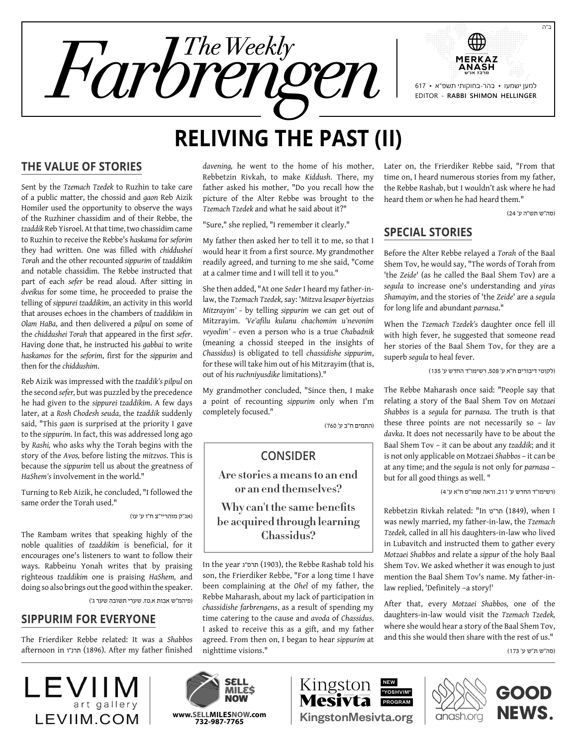ב"ה

# The Weekly Farbrengen

617 • למען ישמעו • בהר-בחוקותי תשפ"א

EDITOR - RABBI SHIMON HELLINGER

# RELIVING THE PAST (II)

## THE VALUE OF STORIES

Sent by the *Tzemach Tzedek* to Ruzhin to take care of a public matter, the chossid and *gaon* Reb Aizik Homiler used the opportunity to observe the ways of the Ruzhiner chassidim and of their Rebbe, the *tzaddik* Reb Yisroel. At that time, two chassidim came to Ruzhin to receive the Rebbe's *haskama* for *seforim* they had written. One was filled with *chiddushei Torah* and the other recounted *sippurim* of *tzaddikim* and notable chassidim. The Rebbe instructed that part of each *sefer* be read aloud. After sitting in *dveikus* for some time, he proceeded to praise the telling of *sippurei tzaddikim*, an activity in this world that arouses echoes in the chambers of *tzaddikim* in *Olam HaBa*, and then delivered a *pilpul* on some of the *chiddushei Torah* that appeared in the first *sefer*. Having done that, he instructed his *gabbai* to write *haskamos* for the *seforim*, first for the *sippurim* and then for the *chiddushim*.

Reb Aizik was impressed with the *tzaddik's pilpul* on the second *sefer,* but was puzzled by the precedence he had given to the *sippurei tzaddikim*. A few days later, at a *Rosh Chodesh seuda*, the *tzaddik* suddenly said, "This *gaon* is surprised at the priority I gave to the *sippurim*. In fact, this was addressed long ago by *Rashi,* who asks why the Torah begins with the story of the *Avos,* before listing the *mitzvos*. This is because the *sippurim* tell us about the greatness of *HaShem's* involvement in the world."

Turning to Reb Aizik, he concluded, "I followed the same order the Torah used."

(אג"ק מוהריי"צ ח"ו ע' עו)

The Rambam writes that speaking highly of the noble qualities of *tzaddikim* is beneficial, for it encourages one's listeners to want to follow their ways. Rabbeinu Yonah writes that by praising righteous *tzaddikim* one is praising *HaShem,* and doing so also brings out the good within the speaker.

(פיהמ"ש אבות א,טז, שערי תשובה שער ג')

## SIPPURIM FOR EVERYONE

The Frierdiker Rebbe related: It was a *Shabbos* afternoon in תרנ"ו (1896). After my father finished *davening,* he went to the home of his mother, Rebbetzin Rivkah, to make *Kiddush*. There, my father asked his mother, "Do you recall how the picture of the Alter Rebbe was brought to the *Tzemach Tzedek* and what he said about it?"

"Sure," she replied, "I remember it clearly."

My father then asked her to tell it to me, so that I would hear it from a first source. My grandmother readily agreed, and turning to me she said, "Come at a calmer time and I will tell it to you."

She then added, "At one *Seder* I heard my father-in-law, the *Tzemach Tzedek,* say: '*Mitzva lesaper biyetzias Mitzrayim'* – by telling *sippurim* we can get out of Mitzrayim. *'Ve'afilu kulanu chachomim u'nevonim veyodim'* – even a person who is a true *Chabadnik* (meaning a chossid steeped in the insights of *Chassidus*) is obligated to tell *chassidishe sippurim*, for these will take him out of his Mitzrayim (that is, out of his *ruchniyusdike* limitations)."

My grandmother concluded, "Since then, I make a point of recounting *sippurim* only when I'm completely focused."

(התמים ח"ב ע' 760)

> **CONSIDER**
>
> **Are stories a means to an end or an end themselves?**
>
> **Why can't the same benefits be acquired through learning Chassidus?**

In the year תרס"ג (1903), the Rebbe Rashab told his son, the Frierdiker Rebbe, "For a long time I have been complaining at the *Ohel* of my father, the Rebbe Maharash, about my lack of participation in *chassidishe farbrengens*, as a result of spending my time catering to the cause and *avoda* of *Chassidus*. I asked to receive this as a gift, and my father agreed. From then on, I began to hear *sippurim* at nighttime visions."

Later on, the Frierdiker Rebbe said, "From that time on, I heard numerous stories from my father, the Rebbe Rashab, but I wouldn't ask where he had heard them or when he had heard them."

(סה"ש תש"ה ע' 24)

## SPECIAL STORIES

Before the Alter Rebbe relayed a *Torah* of the Baal Shem Tov, he would say, "The words of Torah from 'the *Zeide*' (as he called the Baal Shem Tov) are a *segula* to increase one's understanding and *yiras Shamayim*, and the stories of 'the *Zeide*' are a *segula* for long life and abundant *parnasa*."

When the *Tzemach Tzedek's* daughter once fell ill with high fever, he suggested that someone read her stories of the Baal Shem Tov, for they are a superb *segula* to heal fever.

(לקוטי דיבורים ח"א ע' 508, רשימו"ד החדש ע' 135)

The Rebbe Maharash once said: "People say that relating a story of the Baal Shem Tov on *Motzaei Shabbos* is a *segula* for *parnasa*. The truth is that these three points are not necessarily so – *lav davka*. It does not necessarily have to be about the Baal Shem Tov – it can be about any *tzaddik*; and it is not only applicable on Motzaei *Shabbos* – it can be at any time; and the *segula* is not only for *parnasa* – but for all good things as well. "

(רשימו"ד החדש ע' 211, וראה שמו"ס ח"א ע' 4)

Rebbetzin Rivkah related: "In תר"ט (1849), when I was newly married, my father-in-law, the *Tzemach Tzedek,* called in all his daughters-in-law who lived in Lubavitch and instructed them to gather every *Motzaei Shabbos* and relate a *sippur* of the holy Baal Shem Tov. We asked whether it was enough to just mention the Baal Shem Tov's name. My father-in-law replied, 'Definitely –a story!'

After that, every *Motzaei Shabbos,* one of the daughters-in-law would visit the *Tzemach Tzedek,* where she would hear a story of the Baal Shem Tov, and this she would then share with the rest of us."

(סה"ש ת"ש ע' 173)

LEVIIM art gallery LEVIIM.COM | SELL MILES NOW www.SELLMILESNOW.com 732-987-7765 | Kingston Mesivta NEW "YOSHVIM" PROGRAM KingstonMesivta.org | anash.org GOOD NEWS.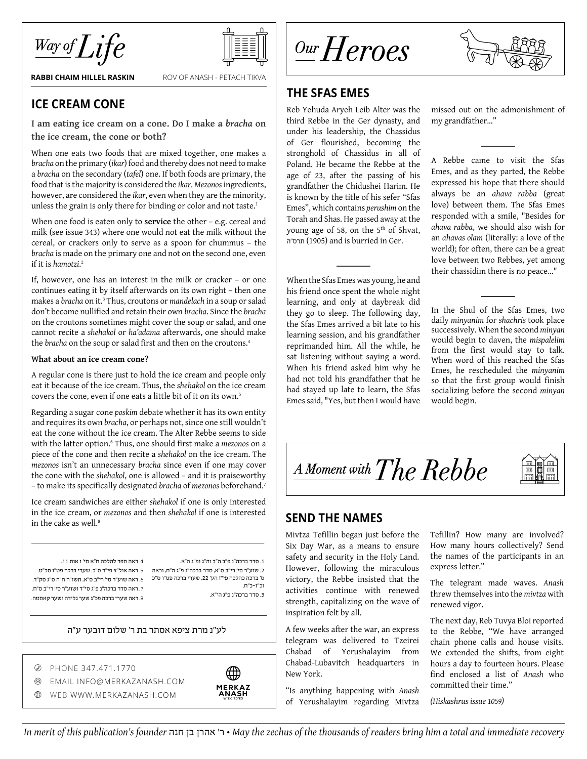# *Way of Life*

**RABBI CHAIM HILLEL RASKIN** ROV OF ANASH - PETACH TIKVA

## ICE CREAM CONE

**I am eating ice cream on a cone. Do I make a *bracha* on the ice cream, the cone or both?**

When one eats two foods that are mixed together, one makes a *bracha* on the primary (*ikar*) food and thereby does not need to make a *bracha* on the secondary (*tafel*) one. If both foods are primary, the food that is the majority is considered the *ikar*. *Mezonos* ingredients, however, are considered the *ikar*, even when they are the minority, unless the grain is only there for binding or color and not taste.[1]

When one food is eaten only to **service** the other – e.g. cereal and milk (see issue 343) where one would not eat the milk without the cereal, or crackers only to serve as a spoon for chummus – the *bracha* is made on the primary one and not on the second one, even if it is *hamotzi*.[2]

If, however, one has an interest in the milk or cracker – or one continues eating it by itself afterwards on its own right – then one makes a *bracha* on it.[3] Thus, croutons or *mandelach* in a soup or salad don't become nullified and retain their own *bracha*. Since the *bracha* on the croutons sometimes might cover the soup or salad, and one cannot recite a *shehakol* or *ha'adama* afterwards, one should make the *bracha* on the soup or salad first and then on the croutons.[4]

**What about an ice cream cone?**

A regular cone is there just to hold the ice cream and people only eat it because of the ice cream. Thus, the *shehakol* on the ice cream covers the cone, even if one eats a little bit of it on its own.[5]

Regarding a sugar cone *poskim* debate whether it has its own entity and requires its own *bracha*, or perhaps not, since one still wouldn't eat the cone without the ice cream. The Alter Rebbe seems to side with the latter option.[6] Thus, one should first make a *mezonos* on a piece of the cone and then recite a *shehakol* on the ice cream. The *mezonos* isn't an unnecessary *bracha* since even if one may cover the cone with the *shehakol*, one is allowed – and it is praiseworthy – to make its specifically designated *bracha* of *mezonos* beforehand.[7]

Ice cream sandwiches are either *shehakol* if one is only interested in the ice cream, or *mezonos* and then *shehakol* if one is interested in the cake as well.[8]

1. סדר ברכה"נ פ"ב ה"ב וה"ג ופ"ג ה"א.
2. שוע"ר סי' רי"ב ס"א, סדר ברכה"נ פ"ג ה"ח, וראה ס' ברכה כהלכה פי"ז הע' 22, שערי ברכה פט"ו ס"כ וכ"ז–כ"ח.
3. סדר ברכה"נ פ"ג הי"א.
4. ראה ספר להלכה ח"א סי' ו אות 11.
5. ראה אול"צ פי"ד ס"כ, שערי ברכה פט"ו סכ"ט.
6. ראה שוע"ר סי' רי"ב ס"א, תשו"ה ח"ה ס"ג סק"ד.
7. ראה סדר ברכה"נ פ"ג סי"ד ושוע"ר סי' רי"ב ס"ח.
8. ראה שערי ברכה פכ"ג שער גלידה ושער קאסטה.

לע"נ מרת ציפא אסתר בת ר' שלום דובער ע"ה

PHONE 347.471.1770
EMAIL INFO@MERKAZANASH.COM
WEB WWW.MERKAZANASH.COM

MERKAZ ANASH

# *Our Heroes*

## THE SFAS EMES

Reb Yehuda Aryeh Leib Alter was the third Rebbe in the Ger dynasty, and under his leadership, the Chassidus of Ger flourished, becoming the stronghold of Chassidus in all of Poland. He became the Rebbe at the age of 23, after the passing of his grandfather the Chidushei Harim. He is known by the title of his sefer "Sfas Emes", which contains *perushim* on the Torah and Shas. He passed away at the young age of 58, on the 5th of Shvat, תרס"ה (1905) and is burried in Ger.

---

When the Sfas Emes was young, he and his friend once spent the whole night learning, and only at daybreak did they go to sleep. The following day, the Sfas Emes arrived a bit late to his learning session, and his grandfather reprimanded him. All the while, he sat listening without saying a word. When his friend asked him why he had not told his grandfather that he had stayed up late to learn, the Sfas Emes said, "Yes, but then I would have missed out on the admonishment of my grandfather..."

---

A Rebbe came to visit the Sfas Emes, and as they parted, the Rebbe expressed his hope that there should always be an *ahava rabba* (great love) between them. The Sfas Emes responded with a smile, "Besides for *ahava rabba*, we should also wish for an *ahavas olam* (literally: a love of the world); for often, there can be a great love between two Rebbes, yet among their chassidim there is no peace..."

---

In the Shul of the Sfas Emes, two daily *minyanim* for *shachris* took place successively. When the second *minyan* would begin to daven, the *mispalelim* from the first would stay to talk. When word of this reached the Sfas Emes, he rescheduled the *minyanim* so that the first group would finish socializing before the second *minyan* would begin.

# *A Moment with The Rebbe*

## SEND THE NAMES

Mivtza Tefillin began just before the Six Day War, as a means to ensure safety and security in the Holy Land. However, following the miraculous victory, the Rebbe insisted that the activities continue with renewed strength, capitalizing on the wave of inspiration felt by all.

A few weeks after the war, an express telegram was delivered to Tzeirei Chabad of Yerushalayim from Chabad-Lubavitch headquarters in New York.

"Is anything happening with *Anash* of Yerushalayim regarding Mivtza Tefillin? How many are involved? How many hours collectively? Send the names of the participants in an express letter."

The telegram made waves. *Anash* threw themselves into the *mivtza* with renewed vigor.

The next day, Reb Tuvya Bloi reported to the Rebbe, "We have arranged chain phone calls and house visits. We extended the shifts, from eight hours a day to fourteen hours. Please find enclosed a list of *Anash* who committed their time."

*(Hiskashrus issue 1059)*

*In merit of this publication's founder* ר' אהרן בן חנה • *May the zechus of the thousands of readers bring him a total and immediate recovery*